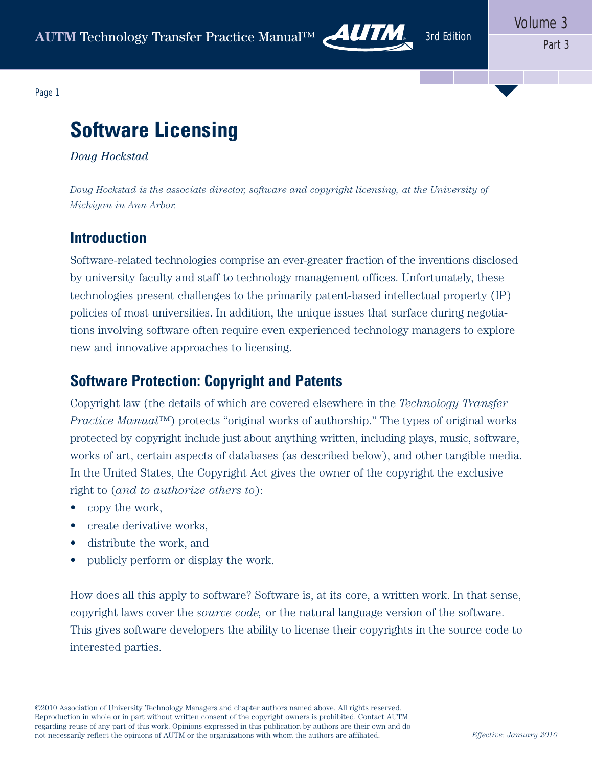# Software Licensing

*Doug Hockstad*

*Doug Hockstad is the associate director, software and copyright licensing, at the University of Michigan in Ann Arbor.*

## Introduction

Software-related technologies comprise an ever-greater fraction of the inventions disclosed by university faculty and staff to technology management offices. Unfortunately, these technologies present challenges to the primarily patent-based intellectual property (IP) policies of most universities. In addition, the unique issues that surface during negotiations involving software often require even experienced technology managers to explore new and innovative approaches to licensing.

## Software Protection: Copyright and Patents

Copyright law (the details of which are covered elsewhere in the *Technology Transfer Practice Manual*™) protects "original works of authorship." The types of original works protected by copyright include just about anything written, including plays, music, software, works of art, certain aspects of databases (as described below), and other tangible media. In the United States, the Copyright Act gives the owner of the copyright the exclusive right to (*and to authorize others to*):

- copy the work,
- create derivative works,
- distribute the work, and
- publicly perform or display the work.

How does all this apply to software? Software is, at its core, a written work. In that sense, copyright laws cover the *source code,* or the natural language version of the software. This gives software developers the ability to license their copyrights in the source code to interested parties.

©2010 Association of University Technology Managers and chapter authors named above. All rights reserved. Reproduction in whole or in part without written consent of the copyright owners is prohibited. Contact AUTM regarding reuse of any part of this work. Opinions expressed in this publication by authors are their own and do not necessarily reflect the opinions of AUTM or the organizations with whom the authors are affiliated.

*Effective: January 2010*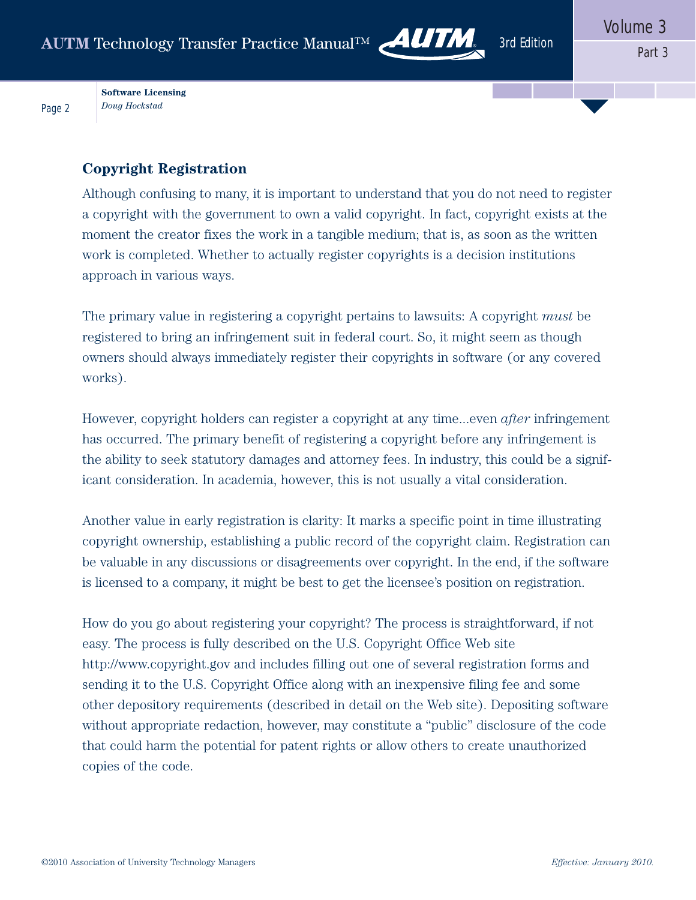## Copyright Registration

Although confusing to many, it is important to understand that you do not need to register a copyright with the government to own a valid copyright. In fact, copyright exists at the moment the creator fixes the work in a tangible medium; that is, as soon as the written work is completed. Whether to actually register copyrights is a decision institutions approach in various ways.

The primary value in registering a copyright pertains to lawsuits: A copyright *must* be registered to bring an infringement suit in federal court. So, it might seem as though owners should always immediately register their copyrights in software (or any covered works).

However, copyright holders can register a copyright at any time...even *after* infringement has occurred. The primary benefit of registering a copyright before any infringement is the ability to seek statutory damages and attorney fees. In industry, this could be a significant consideration. In academia, however, this is not usually a vital consideration.

Another value in early registration is clarity: It marks a specific point in time illustrating copyright ownership, establishing a public record of the copyright claim. Registration can be valuable in any discussions or disagreements over copyright. In the end, if the software is licensed to a company, it might be best to get the licensee's position on registration.

How do you go about registering your copyright? The process is straightforward, if not easy. The process is fully described on the U.S. Copyright Office Web site http://www.copyright.gov and includes filling out one of several registration forms and sending it to the U.S. Copyright Office along with an inexpensive filing fee and some other depository requirements (described in detail on the Web site). Depositing software without appropriate redaction, however, may constitute a "public" disclosure of the code that could harm the potential for patent rights or allow others to create unauthorized copies of the code.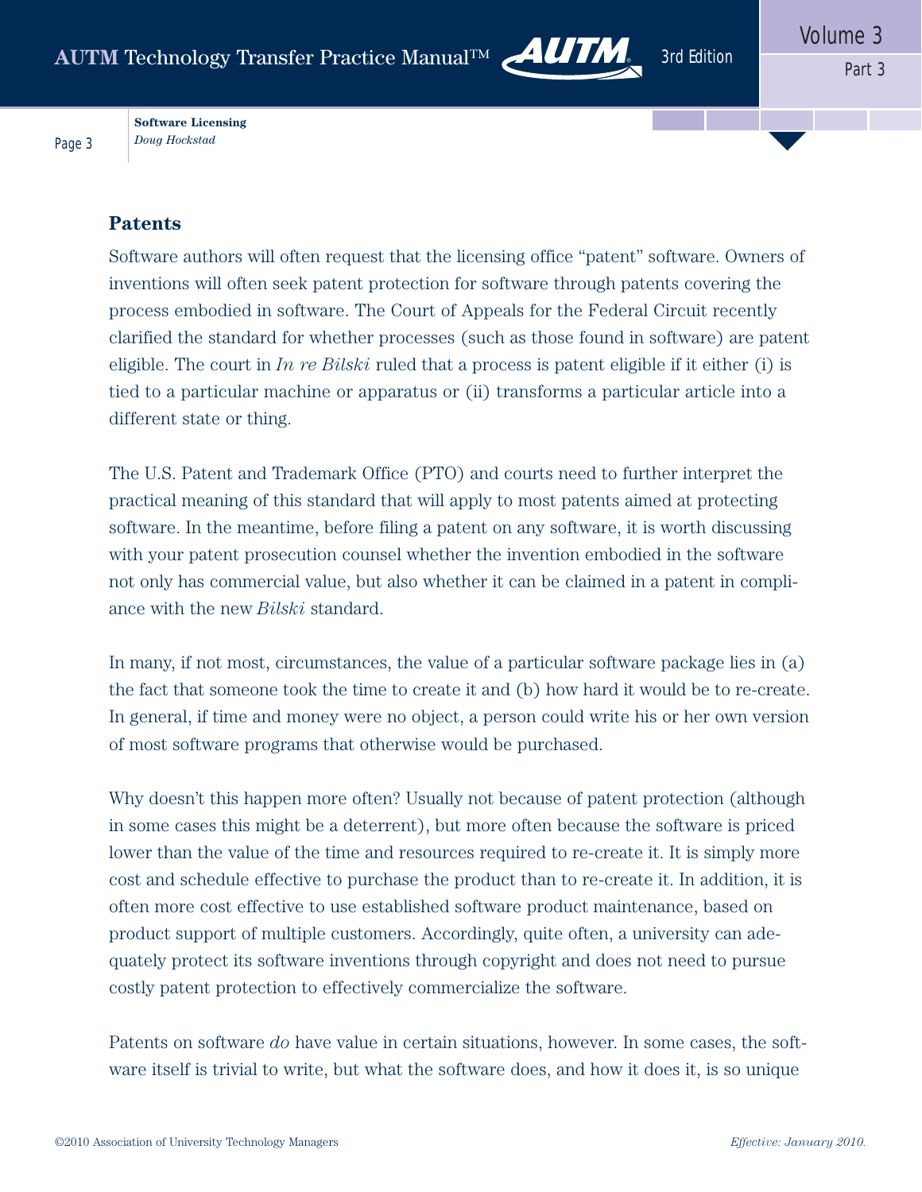## Patents

Software authors will often request that the licensing office "patent" software. Owners of inventions will often seek patent protection for software through patents covering the process embodied in software. The Court of Appeals for the Federal Circuit recently clarified the standard for whether processes (such as those found in software) are patent eligible. The court in *In re Bilski* ruled that a process is patent eligible if it either (i) is tied to a particular machine or apparatus or (ii) transforms a particular article into a different state or thing.

The U.S. Patent and Trademark Office (PTO) and courts need to further interpret the practical meaning of this standard that will apply to most patents aimed at protecting software. In the meantime, before filing a patent on any software, it is worth discussing with your patent prosecution counsel whether the invention embodied in the software not only has commercial value, but also whether it can be claimed in a patent in compliance with the new *Bilski* standard.

In many, if not most, circumstances, the value of a particular software package lies in (a) the fact that someone took the time to create it and (b) how hard it would be to re-create. In general, if time and money were no object, a person could write his or her own version of most software programs that otherwise would be purchased.

Why doesn't this happen more often? Usually not because of patent protection (although in some cases this might be a deterrent), but more often because the software is priced lower than the value of the time and resources required to re-create it. It is simply more cost and schedule effective to purchase the product than to re-create it. In addition, it is often more cost effective to use established software product maintenance, based on product support of multiple customers. Accordingly, quite often, a university can adequately protect its software inventions through copyright and does not need to pursue costly patent protection to effectively commercialize the software.

Patents on software *do* have value in certain situations, however. In some cases, the software itself is trivial to write, but what the software does, and how it does it, is so unique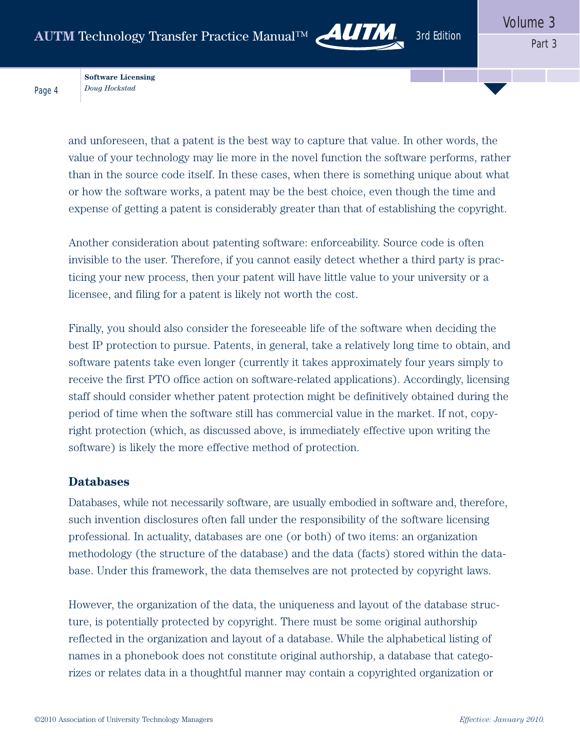and unforeseen, that a patent is the best way to capture that value. In other words, the value of your technology may lie more in the novel function the software performs, rather than in the source code itself. In these cases, when there is something unique about what or how the software works, a patent may be the best choice, even though the time and expense of getting a patent is considerably greater than that of establishing the copyright.

Another consideration about patenting software: enforceability. Source code is often invisible to the user. Therefore, if you cannot easily detect whether a third party is practicing your new process, then your patent will have little value to your university or a licensee, and filing for a patent is likely not worth the cost.

Finally, you should also consider the foreseeable life of the software when deciding the best IP protection to pursue. Patents, in general, take a relatively long time to obtain, and software patents take even longer (currently it takes approximately four years simply to receive the first PTO office action on software-related applications). Accordingly, licensing staff should consider whether patent protection might be definitively obtained during the period of time when the software still has commercial value in the market. If not, copyright protection (which, as discussed above, is immediately effective upon writing the software) is likely the more effective method of protection.

## Databases

Databases, while not necessarily software, are usually embodied in software and, therefore, such invention disclosures often fall under the responsibility of the software licensing professional. In actuality, databases are one (or both) of two items: an organization methodology (the structure of the database) and the data (facts) stored within the database. Under this framework, the data themselves are not protected by copyright laws.

However, the organization of the data, the uniqueness and layout of the database structure, is potentially protected by copyright. There must be some original authorship reflected in the organization and layout of a database. While the alphabetical listing of names in a phonebook does not constitute original authorship, a database that categorizes or relates data in a thoughtful manner may contain a copyrighted organization or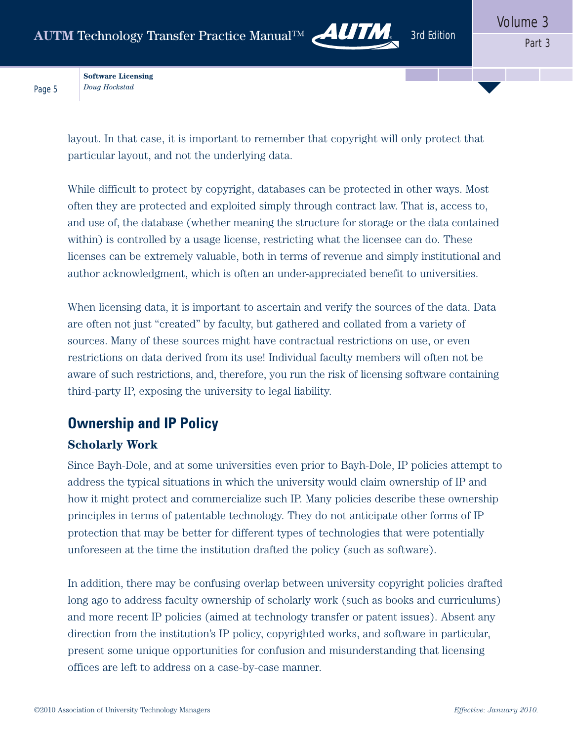layout. In that case, it is important to remember that copyright will only protect that particular layout, and not the underlying data.

While difficult to protect by copyright, databases can be protected in other ways. Most often they are protected and exploited simply through contract law. That is, access to, and use of, the database (whether meaning the structure for storage or the data contained within) is controlled by a usage license, restricting what the licensee can do. These licenses can be extremely valuable, both in terms of revenue and simply institutional and author acknowledgment, which is often an under-appreciated benefit to universities.

When licensing data, it is important to ascertain and verify the sources of the data. Data are often not just "created" by faculty, but gathered and collated from a variety of sources. Many of these sources might have contractual restrictions on use, or even restrictions on data derived from its use! Individual faculty members will often not be aware of such restrictions, and, therefore, you run the risk of licensing software containing third-party IP, exposing the university to legal liability.

## Ownership and IP Policy

### Scholarly Work

Since Bayh-Dole, and at some universities even prior to Bayh-Dole, IP policies attempt to address the typical situations in which the university would claim ownership of IP and how it might protect and commercialize such IP. Many policies describe these ownership principles in terms of patentable technology. They do not anticipate other forms of IP protection that may be better for different types of technologies that were potentially unforeseen at the time the institution drafted the policy (such as software).

In addition, there may be confusing overlap between university copyright policies drafted long ago to address faculty ownership of scholarly work (such as books and curriculums) and more recent IP policies (aimed at technology transfer or patent issues). Absent any direction from the institution's IP policy, copyrighted works, and software in particular, present some unique opportunities for confusion and misunderstanding that licensing offices are left to address on a case-by-case manner.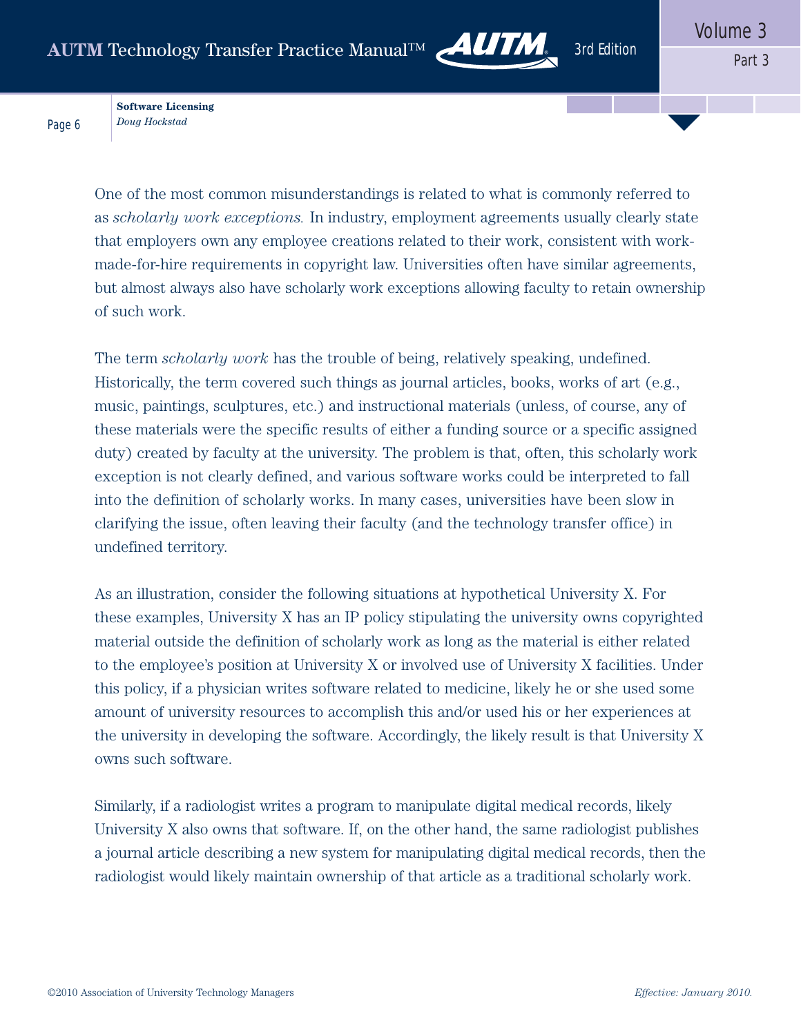One of the most common misunderstandings is related to what is commonly referred to as *scholarly work exceptions.* In industry, employment agreements usually clearly state that employers own any employee creations related to their work, consistent with work-made-for-hire requirements in copyright law. Universities often have similar agreements, but almost always also have scholarly work exceptions allowing faculty to retain ownership of such work.

The term *scholarly work* has the trouble of being, relatively speaking, undefined. Historically, the term covered such things as journal articles, books, works of art (e.g., music, paintings, sculptures, etc.) and instructional materials (unless, of course, any of these materials were the specific results of either a funding source or a specific assigned duty) created by faculty at the university. The problem is that, often, this scholarly work exception is not clearly defined, and various software works could be interpreted to fall into the definition of scholarly works. In many cases, universities have been slow in clarifying the issue, often leaving their faculty (and the technology transfer office) in undefined territory.

As an illustration, consider the following situations at hypothetical University X. For these examples, University X has an IP policy stipulating the university owns copyrighted material outside the definition of scholarly work as long as the material is either related to the employee's position at University X or involved use of University X facilities. Under this policy, if a physician writes software related to medicine, likely he or she used some amount of university resources to accomplish this and/or used his or her experiences at the university in developing the software. Accordingly, the likely result is that University X owns such software.

Similarly, if a radiologist writes a program to manipulate digital medical records, likely University X also owns that software. If, on the other hand, the same radiologist publishes a journal article describing a new system for manipulating digital medical records, then the radiologist would likely maintain ownership of that article as a traditional scholarly work.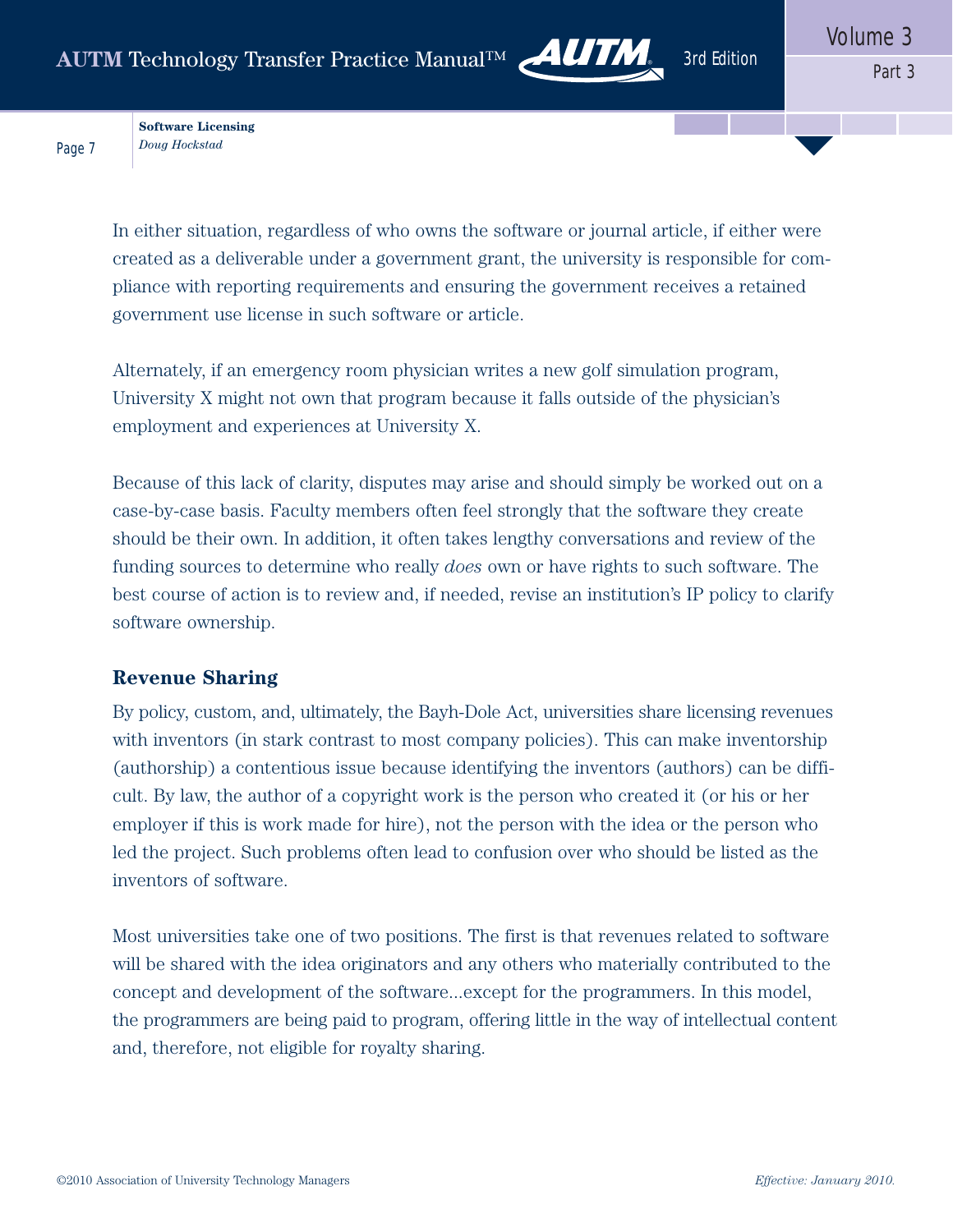In either situation, regardless of who owns the software or journal article, if either were created as a deliverable under a government grant, the university is responsible for compliance with reporting requirements and ensuring the government receives a retained government use license in such software or article.

Alternately, if an emergency room physician writes a new golf simulation program, University X might not own that program because it falls outside of the physician's employment and experiences at University X.

Because of this lack of clarity, disputes may arise and should simply be worked out on a case-by-case basis. Faculty members often feel strongly that the software they create should be their own. In addition, it often takes lengthy conversations and review of the funding sources to determine who really *does* own or have rights to such software. The best course of action is to review and, if needed, revise an institution's IP policy to clarify software ownership.

## Revenue Sharing

By policy, custom, and, ultimately, the Bayh-Dole Act, universities share licensing revenues with inventors (in stark contrast to most company policies). This can make inventorship (authorship) a contentious issue because identifying the inventors (authors) can be difficult. By law, the author of a copyright work is the person who created it (or his or her employer if this is work made for hire), not the person with the idea or the person who led the project. Such problems often lead to confusion over who should be listed as the inventors of software.

Most universities take one of two positions. The first is that revenues related to software will be shared with the idea originators and any others who materially contributed to the concept and development of the software...except for the programmers. In this model, the programmers are being paid to program, offering little in the way of intellectual content and, therefore, not eligible for royalty sharing.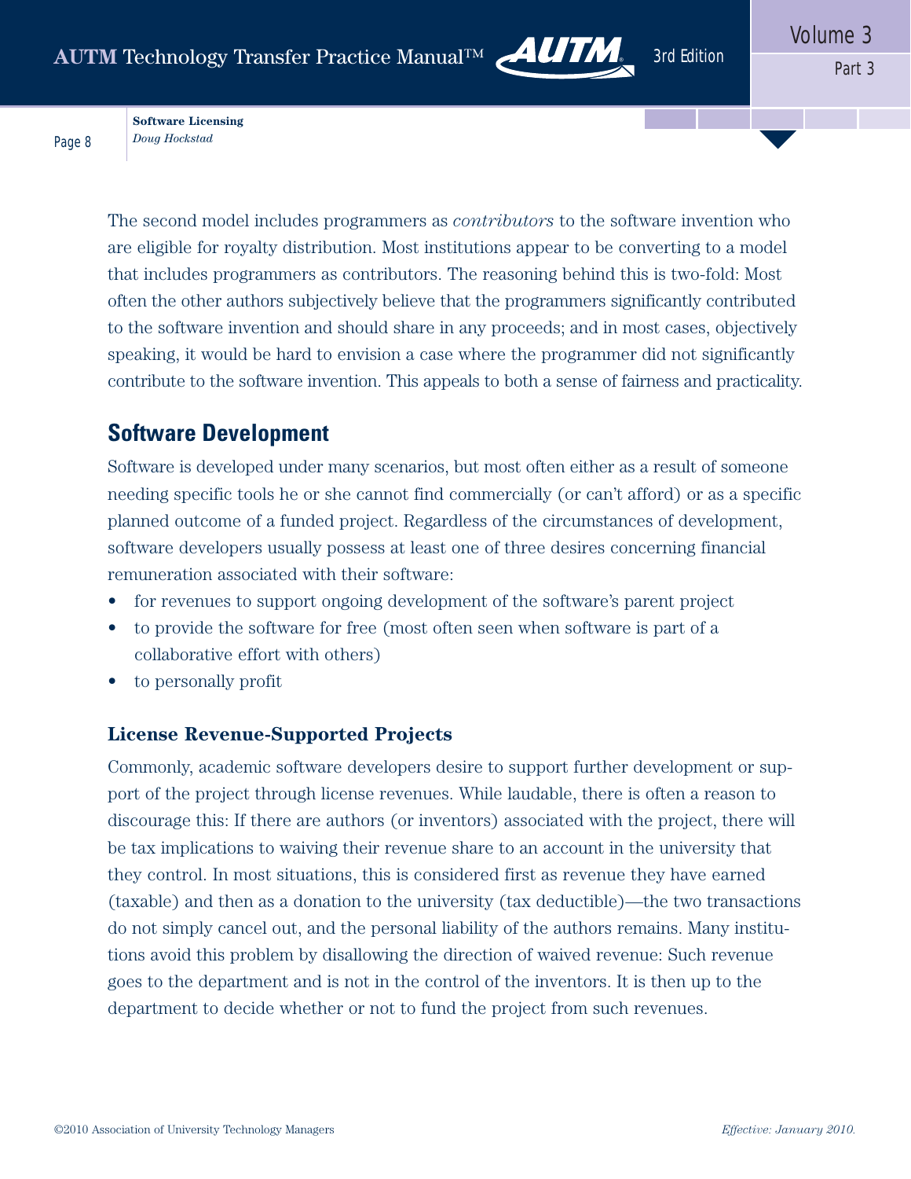The second model includes programmers as *contributors* to the software invention who are eligible for royalty distribution. Most institutions appear to be converting to a model that includes programmers as contributors. The reasoning behind this is two-fold: Most often the other authors subjectively believe that the programmers significantly contributed to the software invention and should share in any proceeds; and in most cases, objectively speaking, it would be hard to envision a case where the programmer did not significantly contribute to the software invention. This appeals to both a sense of fairness and practicality.

## Software Development

Software is developed under many scenarios, but most often either as a result of someone needing specific tools he or she cannot find commercially (or can't afford) or as a specific planned outcome of a funded project. Regardless of the circumstances of development, software developers usually possess at least one of three desires concerning financial remuneration associated with their software:

- for revenues to support ongoing development of the software's parent project
- to provide the software for free (most often seen when software is part of a collaborative effort with others)
- to personally profit

### License Revenue-Supported Projects

Commonly, academic software developers desire to support further development or support of the project through license revenues. While laudable, there is often a reason to discourage this: If there are authors (or inventors) associated with the project, there will be tax implications to waiving their revenue share to an account in the university that they control. In most situations, this is considered first as revenue they have earned (taxable) and then as a donation to the university (tax deductible)—the two transactions do not simply cancel out, and the personal liability of the authors remains. Many institutions avoid this problem by disallowing the direction of waived revenue: Such revenue goes to the department and is not in the control of the inventors. It is then up to the department to decide whether or not to fund the project from such revenues.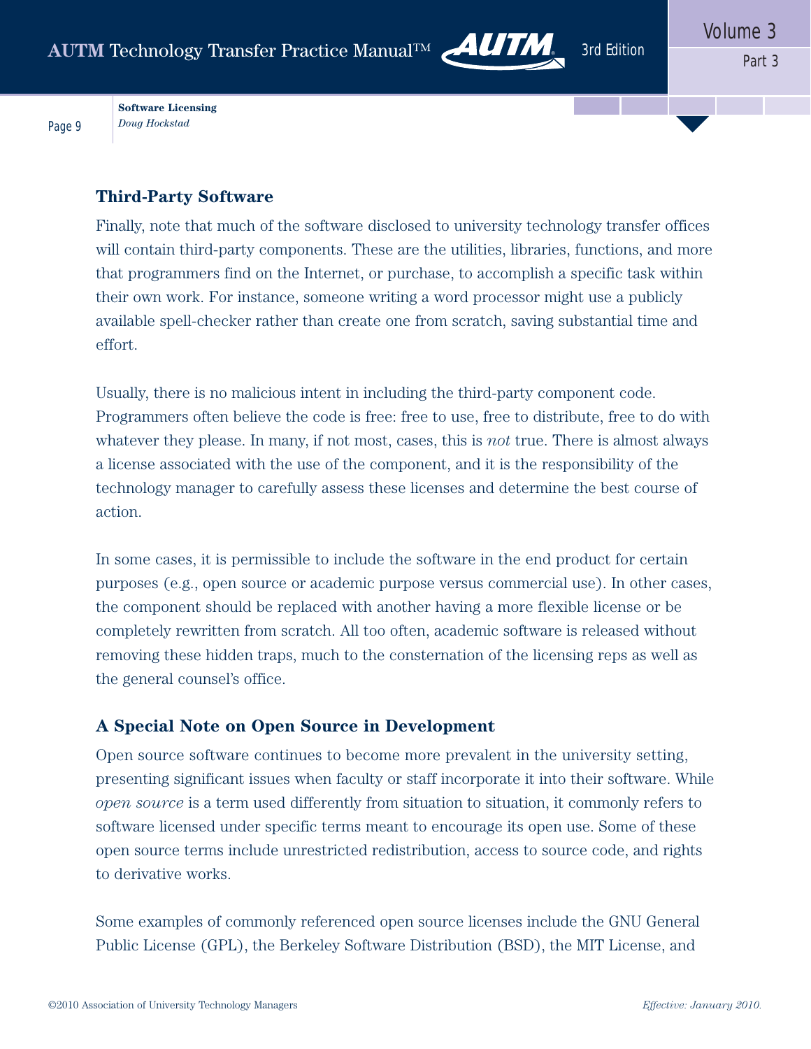### Third-Party Software

Finally, note that much of the software disclosed to university technology transfer offices will contain third-party components. These are the utilities, libraries, functions, and more that programmers find on the Internet, or purchase, to accomplish a specific task within their own work. For instance, someone writing a word processor might use a publicly available spell-checker rather than create one from scratch, saving substantial time and effort.

Usually, there is no malicious intent in including the third-party component code. Programmers often believe the code is free: free to use, free to distribute, free to do with whatever they please. In many, if not most, cases, this is *not* true. There is almost always a license associated with the use of the component, and it is the responsibility of the technology manager to carefully assess these licenses and determine the best course of action.

In some cases, it is permissible to include the software in the end product for certain purposes (e.g., open source or academic purpose versus commercial use). In other cases, the component should be replaced with another having a more flexible license or be completely rewritten from scratch. All too often, academic software is released without removing these hidden traps, much to the consternation of the licensing reps as well as the general counsel's office.

### A Special Note on Open Source in Development

Open source software continues to become more prevalent in the university setting, presenting significant issues when faculty or staff incorporate it into their software. While *open source* is a term used differently from situation to situation, it commonly refers to software licensed under specific terms meant to encourage its open use. Some of these open source terms include unrestricted redistribution, access to source code, and rights to derivative works.

Some examples of commonly referenced open source licenses include the GNU General Public License (GPL), the Berkeley Software Distribution (BSD), the MIT License, and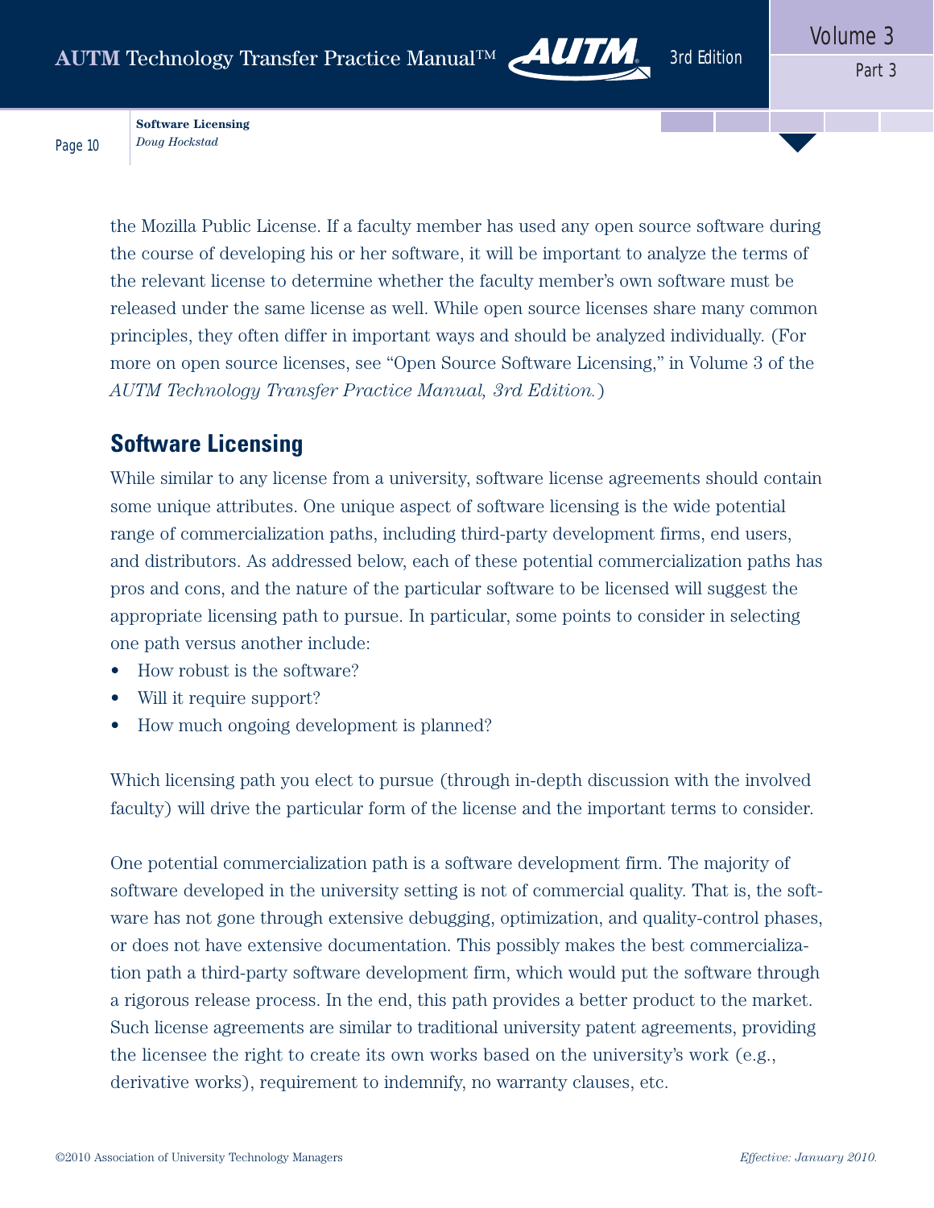the Mozilla Public License. If a faculty member has used any open source software during the course of developing his or her software, it will be important to analyze the terms of the relevant license to determine whether the faculty member's own software must be released under the same license as well. While open source licenses share many common principles, they often differ in important ways and should be analyzed individually. (For more on open source licenses, see "Open Source Software Licensing," in Volume 3 of the *AUTM Technology Transfer Practice Manual, 3rd Edition.*)

## Software Licensing

While similar to any license from a university, software license agreements should contain some unique attributes. One unique aspect of software licensing is the wide potential range of commercialization paths, including third-party development firms, end users, and distributors. As addressed below, each of these potential commercialization paths has pros and cons, and the nature of the particular software to be licensed will suggest the appropriate licensing path to pursue. In particular, some points to consider in selecting one path versus another include:

- How robust is the software?
- Will it require support?
- How much ongoing development is planned?

Which licensing path you elect to pursue (through in-depth discussion with the involved faculty) will drive the particular form of the license and the important terms to consider.

One potential commercialization path is a software development firm. The majority of software developed in the university setting is not of commercial quality. That is, the software has not gone through extensive debugging, optimization, and quality-control phases, or does not have extensive documentation. This possibly makes the best commercialization path a third-party software development firm, which would put the software through a rigorous release process. In the end, this path provides a better product to the market. Such license agreements are similar to traditional university patent agreements, providing the licensee the right to create its own works based on the university's work (e.g., derivative works), requirement to indemnify, no warranty clauses, etc.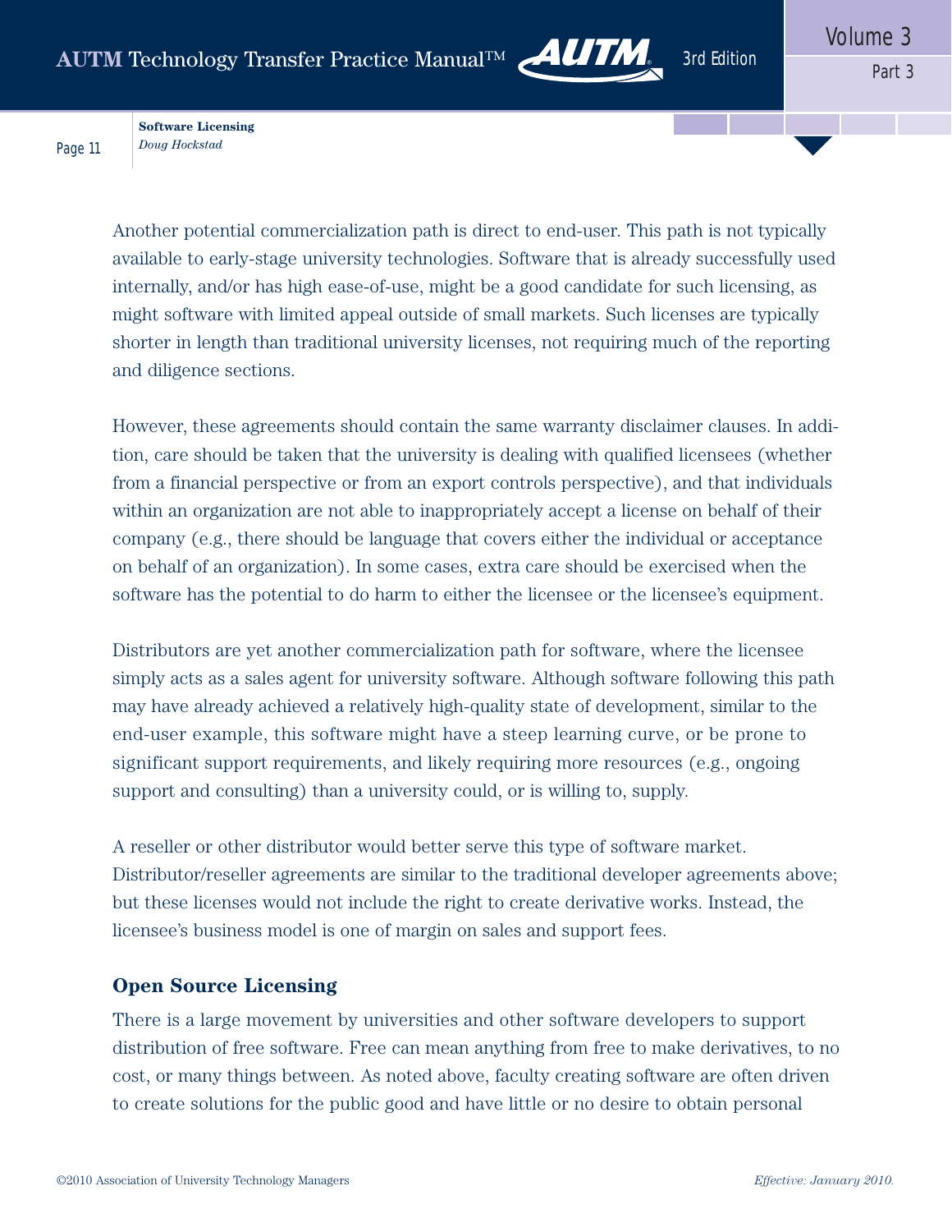Another potential commercialization path is direct to end-user. This path is not typically available to early-stage university technologies. Software that is already successfully used internally, and/or has high ease-of-use, might be a good candidate for such licensing, as might software with limited appeal outside of small markets. Such licenses are typically shorter in length than traditional university licenses, not requiring much of the reporting and diligence sections.

However, these agreements should contain the same warranty disclaimer clauses. In addition, care should be taken that the university is dealing with qualified licensees (whether from a financial perspective or from an export controls perspective), and that individuals within an organization are not able to inappropriately accept a license on behalf of their company (e.g., there should be language that covers either the individual or acceptance on behalf of an organization). In some cases, extra care should be exercised when the software has the potential to do harm to either the licensee or the licensee's equipment.

Distributors are yet another commercialization path for software, where the licensee simply acts as a sales agent for university software. Although software following this path may have already achieved a relatively high-quality state of development, similar to the end-user example, this software might have a steep learning curve, or be prone to significant support requirements, and likely requiring more resources (e.g., ongoing support and consulting) than a university could, or is willing to, supply.

A reseller or other distributor would better serve this type of software market. Distributor/reseller agreements are similar to the traditional developer agreements above; but these licenses would not include the right to create derivative works. Instead, the licensee's business model is one of margin on sales and support fees.

## Open Source Licensing

There is a large movement by universities and other software developers to support distribution of free software. Free can mean anything from free to make derivatives, to no cost, or many things between. As noted above, faculty creating software are often driven to create solutions for the public good and have little or no desire to obtain personal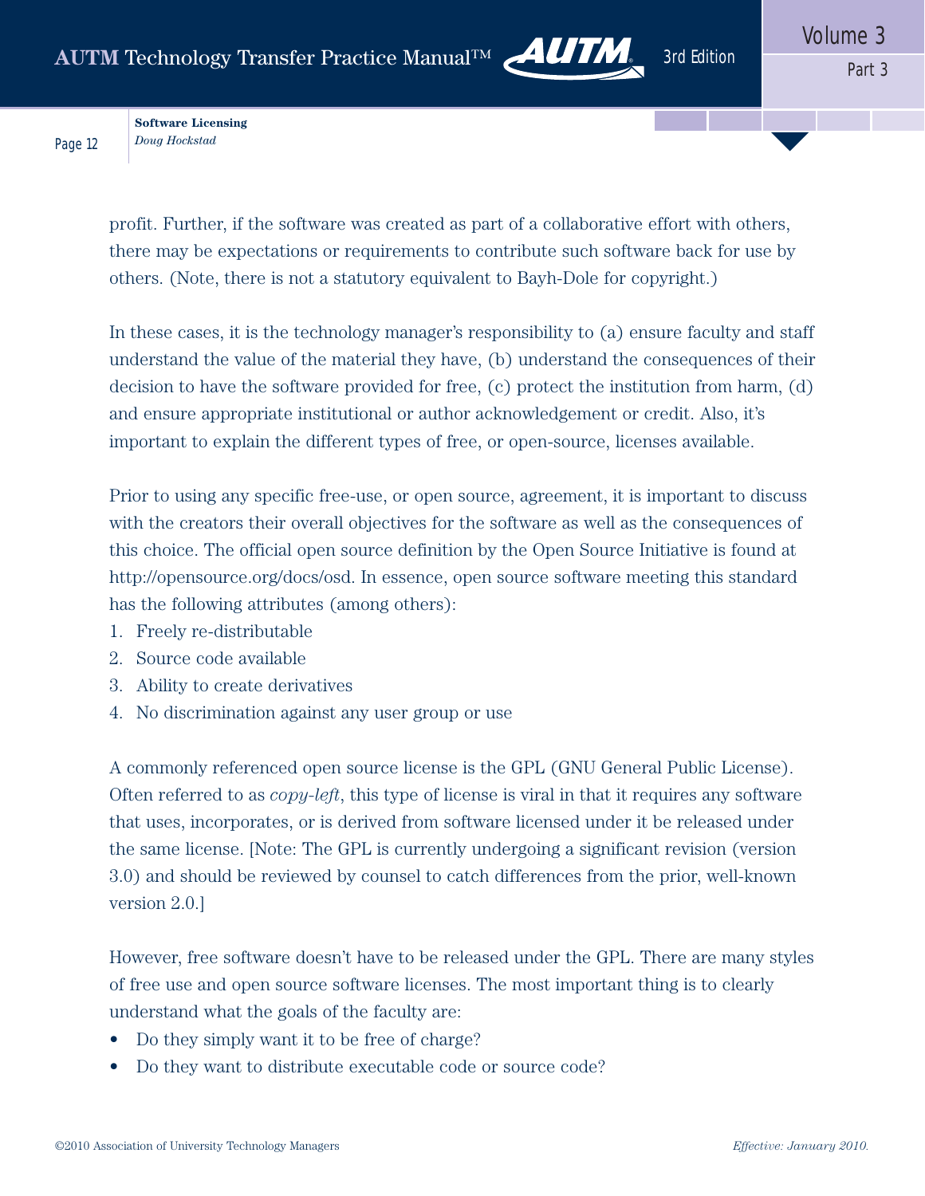profit. Further, if the software was created as part of a collaborative effort with others, there may be expectations or requirements to contribute such software back for use by others. (Note, there is not a statutory equivalent to Bayh-Dole for copyright.)

In these cases, it is the technology manager's responsibility to (a) ensure faculty and staff understand the value of the material they have, (b) understand the consequences of their decision to have the software provided for free, (c) protect the institution from harm, (d) and ensure appropriate institutional or author acknowledgement or credit. Also, it's important to explain the different types of free, or open-source, licenses available.

Prior to using any specific free-use, or open source, agreement, it is important to discuss with the creators their overall objectives for the software as well as the consequences of this choice. The official open source definition by the Open Source Initiative is found at http://opensource.org/docs/osd. In essence, open source software meeting this standard has the following attributes (among others):

1. Freely re-distributable
2. Source code available
3. Ability to create derivatives
4. No discrimination against any user group or use

A commonly referenced open source license is the GPL (GNU General Public License). Often referred to as *copy-left*, this type of license is viral in that it requires any software that uses, incorporates, or is derived from software licensed under it be released under the same license. [Note: The GPL is currently undergoing a significant revision (version 3.0) and should be reviewed by counsel to catch differences from the prior, well-known version 2.0.]

However, free software doesn't have to be released under the GPL. There are many styles of free use and open source software licenses. The most important thing is to clearly understand what the goals of the faculty are:

- Do they simply want it to be free of charge?
- Do they want to distribute executable code or source code?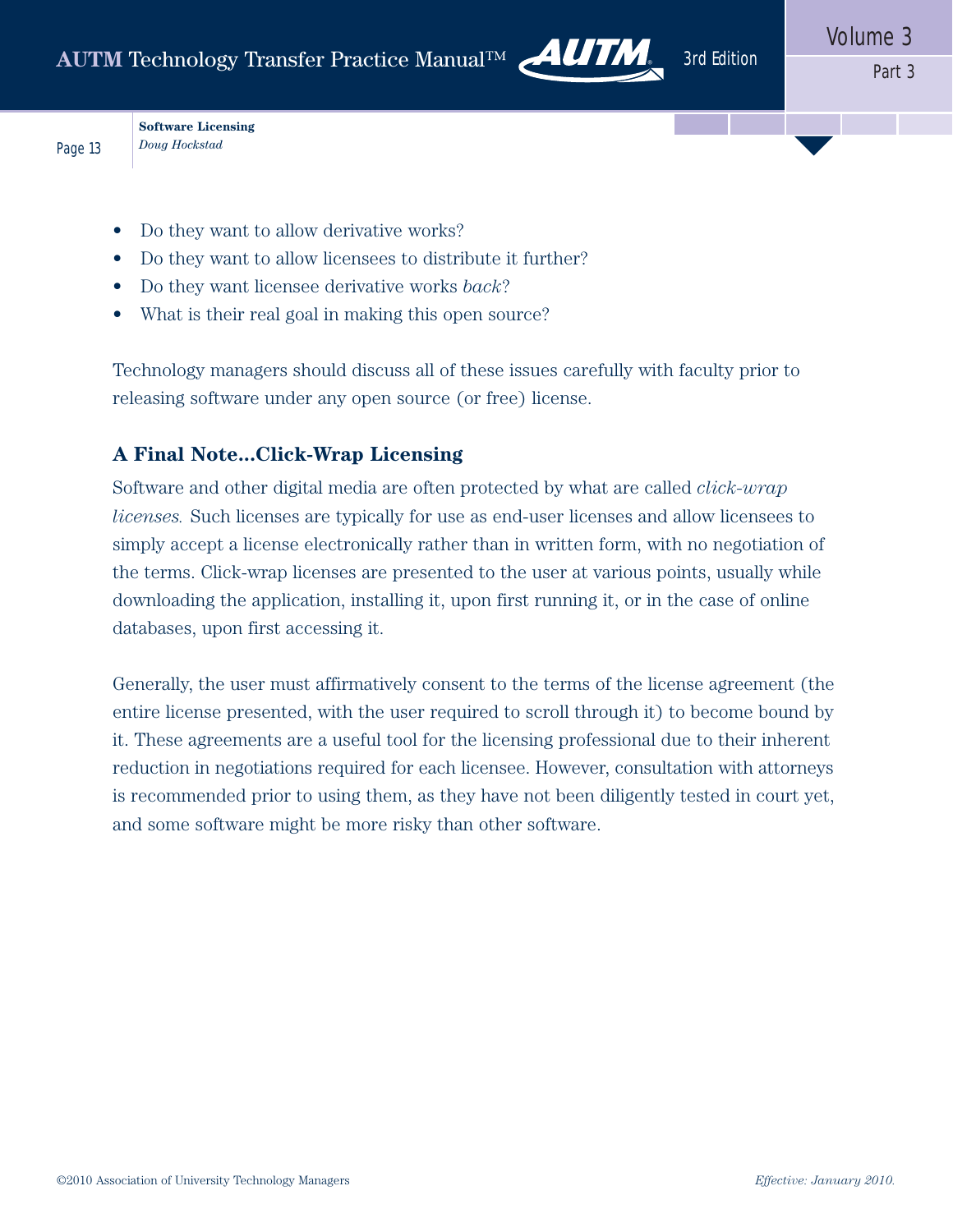- Do they want to allow derivative works?
- Do they want to allow licensees to distribute it further?
- Do they want licensee derivative works *back*?
- What is their real goal in making this open source?

Technology managers should discuss all of these issues carefully with faculty prior to releasing software under any open source (or free) license.

## A Final Note...Click-Wrap Licensing

Software and other digital media are often protected by what are called *click-wrap licenses.* Such licenses are typically for use as end-user licenses and allow licensees to simply accept a license electronically rather than in written form, with no negotiation of the terms. Click-wrap licenses are presented to the user at various points, usually while downloading the application, installing it, upon first running it, or in the case of online databases, upon first accessing it.

Generally, the user must affirmatively consent to the terms of the license agreement (the entire license presented, with the user required to scroll through it) to become bound by it. These agreements are a useful tool for the licensing professional due to their inherent reduction in negotiations required for each licensee. However, consultation with attorneys is recommended prior to using them, as they have not been diligently tested in court yet, and some software might be more risky than other software.